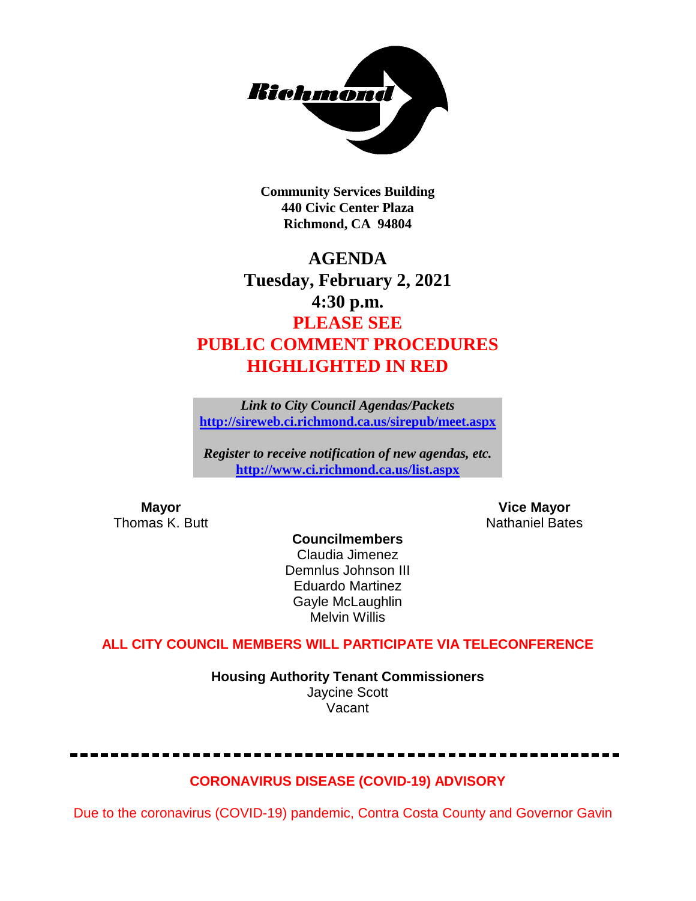Community Services Building
440 Civic Center Plaza
Richmond, CA 94804

# AGENDA

## Tuesday, February 2, 2021

## 4:30 p.m.

## PLEASE SEE PUBLIC COMMENT PROCEDURES HIGHLIGHTED IN RED

*Link to City Council Agendas/Packets*
**http://sireweb.ci.richmond.ca.us/sirepub/meet.aspx**

*Register to receive notification of new agendas, etc.*
**http://www.ci.richmond.ca.us/list.aspx**

**Mayor**
Thomas K. Butt

**Vice Mayor**
Nathaniel Bates

**Councilmembers**
Claudia Jimenez
Demnlus Johnson III
Eduardo Martinez
Gayle McLaughlin
Melvin Willis

**ALL CITY COUNCIL MEMBERS WILL PARTICIPATE VIA TELECONFERENCE**

**Housing Authority Tenant Commissioners**
Jaycine Scott
Vacant

---

**CORONAVIRUS DISEASE (COVID-19) ADVISORY**

Due to the coronavirus (COVID-19) pandemic, Contra Costa County and Governor Gavin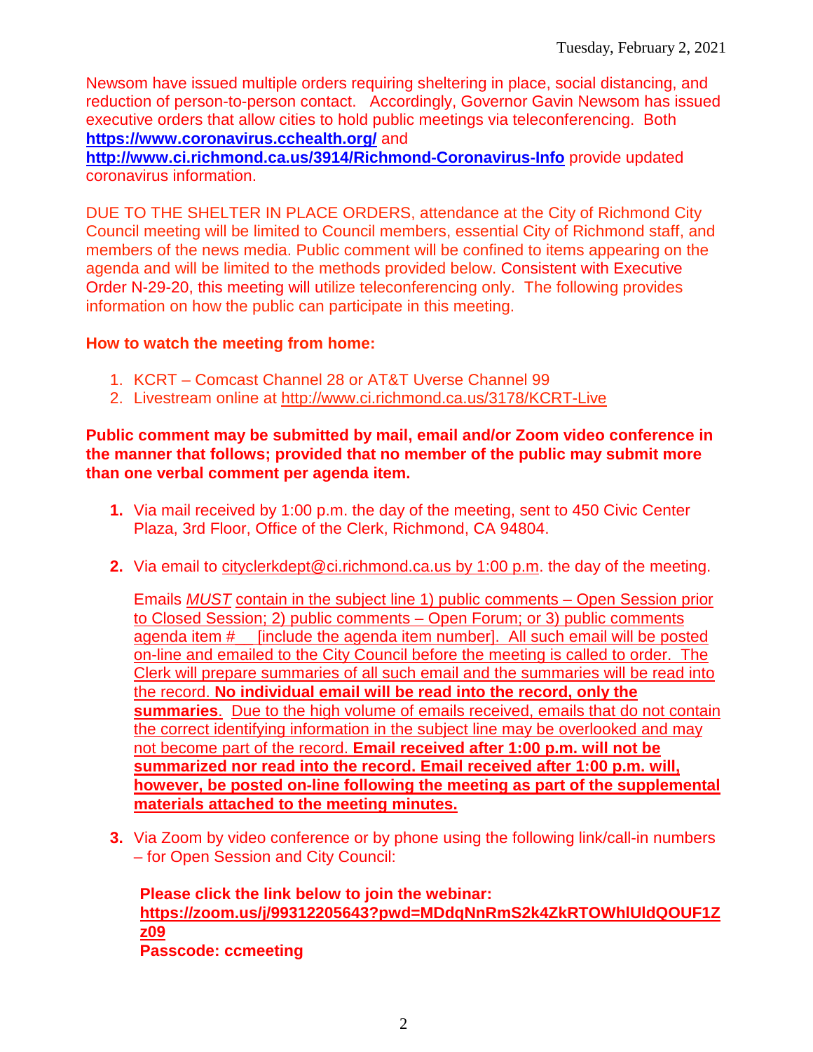Newsom have issued multiple orders requiring sheltering in place, social distancing, and reduction of person-to-person contact. Accordingly, Governor Gavin Newsom has issued executive orders that allow cities to hold public meetings via teleconferencing. Both **https://www.coronavirus.cchealth.org/** and **http://www.ci.richmond.ca.us/3914/Richmond-Coronavirus-Info** provide updated coronavirus information.

DUE TO THE SHELTER IN PLACE ORDERS, attendance at the City of Richmond City Council meeting will be limited to Council members, essential City of Richmond staff, and members of the news media. Public comment will be confined to items appearing on the agenda and will be limited to the methods provided below. Consistent with Executive Order N-29-20, this meeting will utilize teleconferencing only. The following provides information on how the public can participate in this meeting.

**How to watch the meeting from home:**

1. KCRT – Comcast Channel 28 or AT&T Uverse Channel 99
2. Livestream online at http://www.ci.richmond.ca.us/3178/KCRT-Live

**Public comment may be submitted by mail, email and/or Zoom video conference in the manner that follows; provided that no member of the public may submit more than one verbal comment per agenda item.**

1. Via mail received by 1:00 p.m. the day of the meeting, sent to 450 Civic Center Plaza, 3rd Floor, Office of the Clerk, Richmond, CA 94804.

2. Via email to cityclerkdept@ci.richmond.ca.us by 1:00 p.m. the day of the meeting.

   Emails *MUST* contain in the subject line 1) public comments – Open Session prior to Closed Session; 2) public comments – Open Forum; or 3) public comments agenda item #__ [include the agenda item number]. All such email will be posted on-line and emailed to the City Council before the meeting is called to order. The Clerk will prepare summaries of all such email and the summaries will be read into the record. **No individual email will be read into the record, only the summaries**. Due to the high volume of emails received, emails that do not contain the correct identifying information in the subject line may be overlooked and may not become part of the record. **Email received after 1:00 p.m. will not be summarized nor read into the record. Email received after 1:00 p.m. will, however, be posted on-line following the meeting as part of the supplemental materials attached to the meeting minutes.**

3. Via Zoom by video conference or by phone using the following link/call-in numbers – for Open Session and City Council:

   **Please click the link below to join the webinar:**
   **https://zoom.us/j/99312205643?pwd=MDdqNnRmS2k4ZkRTOWhlUldQOUF1Zz09**
   **Passcode: ccmeeting**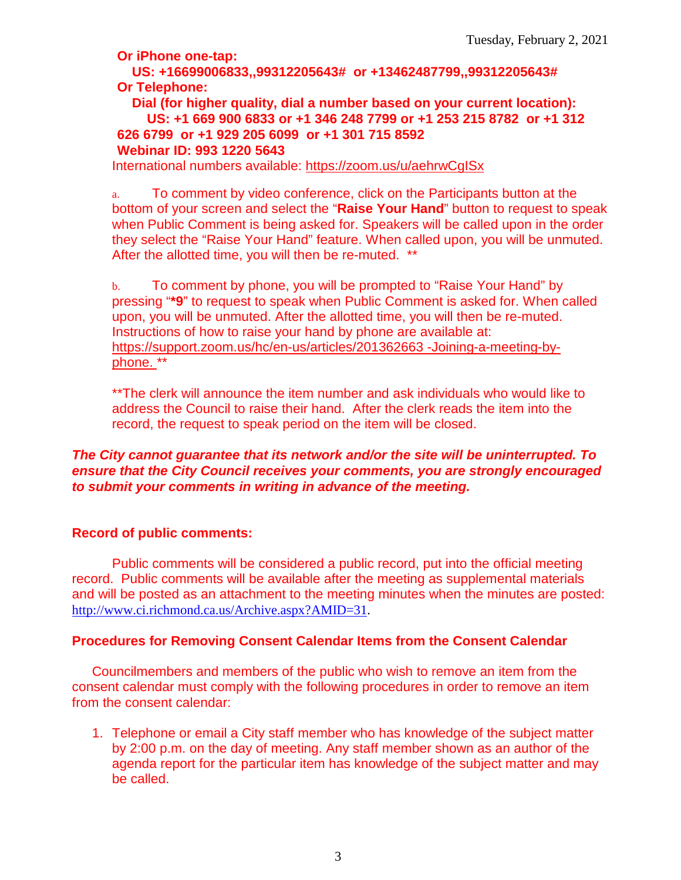**Or iPhone one-tap:**

**US: +16699006833,,99312205643# or +13462487799,,99312205643#**

**Or Telephone:**

**Dial (for higher quality, dial a number based on your current location):**

**US: +1 669 900 6833 or +1 346 248 7799 or +1 253 215 8782 or +1 312 626 6799 or +1 929 205 6099 or +1 301 715 8592**

**Webinar ID: 993 1220 5643**

International numbers available: https://zoom.us/u/aehrwCgISx

a. To comment by video conference, click on the Participants button at the bottom of your screen and select the "**Raise Your Hand**" button to request to speak when Public Comment is being asked for. Speakers will be called upon in the order they select the "Raise Your Hand" feature. When called upon, you will be unmuted. After the allotted time, you will then be re-muted. **

b. To comment by phone, you will be prompted to "Raise Your Hand" by pressing "***9**" to request to speak when Public Comment is asked for. When called upon, you will be unmuted. After the allotted time, you will then be re-muted. Instructions of how to raise your hand by phone are available at: https://support.zoom.us/hc/en-us/articles/201362663 -Joining-a-meeting-by-phone. **

**The clerk will announce the item number and ask individuals who would like to address the Council to raise their hand. After the clerk reads the item into the record, the request to speak period on the item will be closed.

***The City cannot guarantee that its network and/or the site will be uninterrupted. To ensure that the City Council receives your comments, you are strongly encouraged to submit your comments in writing in advance of the meeting.***

**Record of public comments:**

Public comments will be considered a public record, put into the official meeting record. Public comments will be available after the meeting as supplemental materials and will be posted as an attachment to the meeting minutes when the minutes are posted: http://www.ci.richmond.ca.us/Archive.aspx?AMID=31.

**Procedures for Removing Consent Calendar Items from the Consent Calendar**

Councilmembers and members of the public who wish to remove an item from the consent calendar must comply with the following procedures in order to remove an item from the consent calendar:

1. Telephone or email a City staff member who has knowledge of the subject matter by 2:00 p.m. on the day of meeting. Any staff member shown as an author of the agenda report for the particular item has knowledge of the subject matter and may be called.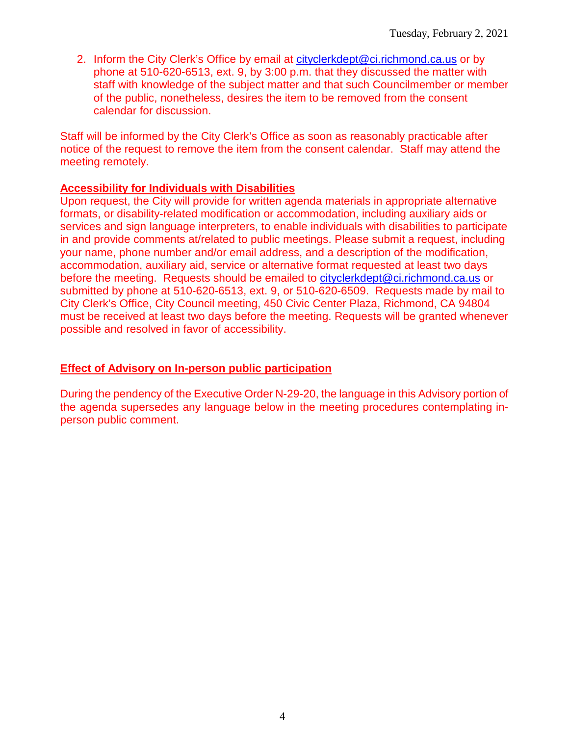2. Inform the City Clerk's Office by email at cityclerkdept@ci.richmond.ca.us or by phone at 510-620-6513, ext. 9, by 3:00 p.m. that they discussed the matter with staff with knowledge of the subject matter and that such Councilmember or member of the public, nonetheless, desires the item to be removed from the consent calendar for discussion.

Staff will be informed by the City Clerk's Office as soon as reasonably practicable after notice of the request to remove the item from the consent calendar. Staff may attend the meeting remotely.

**Accessibility for Individuals with Disabilities**

Upon request, the City will provide for written agenda materials in appropriate alternative formats, or disability-related modification or accommodation, including auxiliary aids or services and sign language interpreters, to enable individuals with disabilities to participate in and provide comments at/related to public meetings. Please submit a request, including your name, phone number and/or email address, and a description of the modification, accommodation, auxiliary aid, service or alternative format requested at least two days before the meeting. Requests should be emailed to cityclerkdept@ci.richmond.ca.us or submitted by phone at 510-620-6513, ext. 9, or 510-620-6509. Requests made by mail to City Clerk's Office, City Council meeting, 450 Civic Center Plaza, Richmond, CA 94804 must be received at least two days before the meeting. Requests will be granted whenever possible and resolved in favor of accessibility.

**Effect of Advisory on In-person public participation**

During the pendency of the Executive Order N-29-20, the language in this Advisory portion of the agenda supersedes any language below in the meeting procedures contemplating in-person public comment.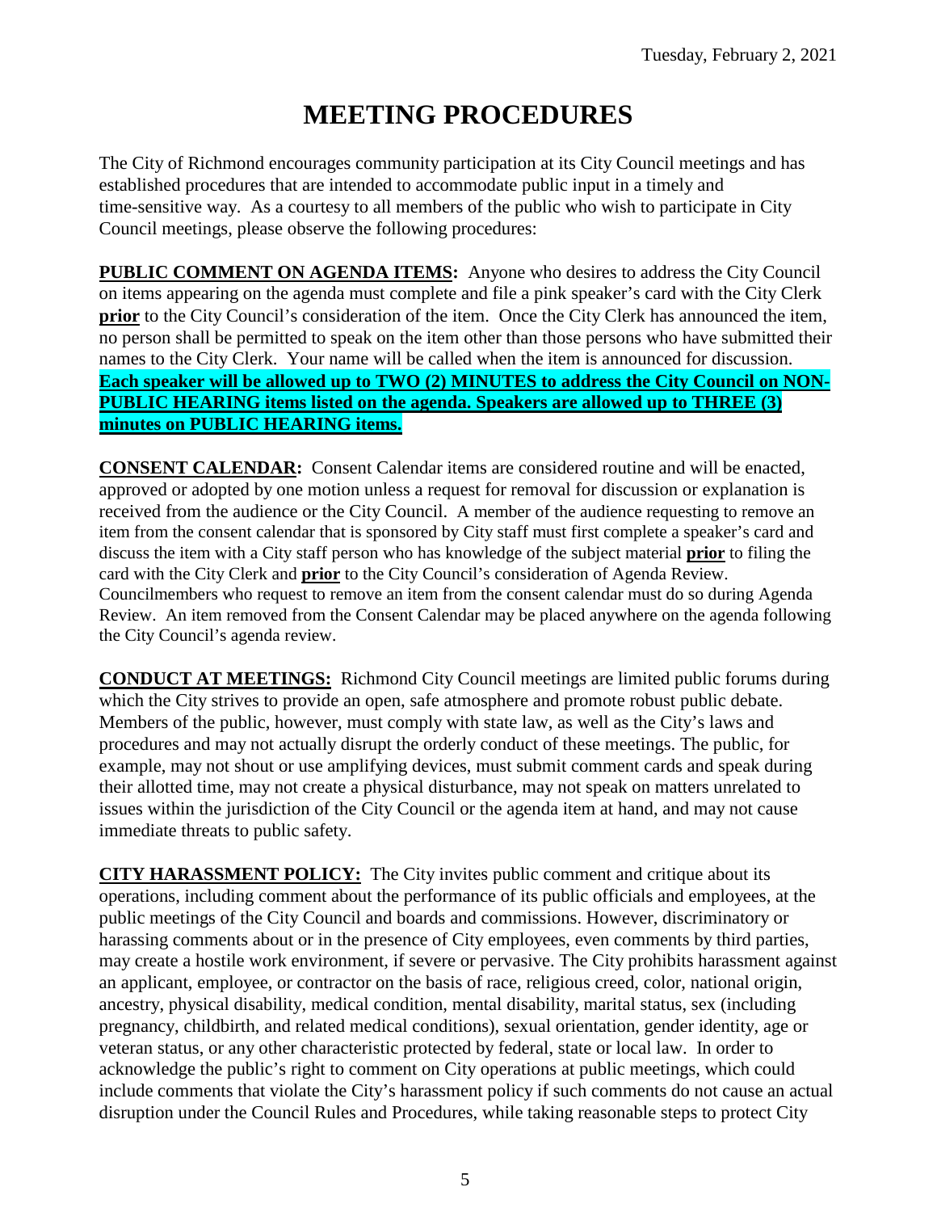# MEETING PROCEDURES

The City of Richmond encourages community participation at its City Council meetings and has established procedures that are intended to accommodate public input in a timely and time-sensitive way. As a courtesy to all members of the public who wish to participate in City Council meetings, please observe the following procedures:

**PUBLIC COMMENT ON AGENDA ITEMS:** Anyone who desires to address the City Council on items appearing on the agenda must complete and file a pink speaker's card with the City Clerk **prior** to the City Council's consideration of the item. Once the City Clerk has announced the item, no person shall be permitted to speak on the item other than those persons who have submitted their names to the City Clerk. Your name will be called when the item is announced for discussion. **Each speaker will be allowed up to TWO (2) MINUTES to address the City Council on NON-PUBLIC HEARING items listed on the agenda. Speakers are allowed up to THREE (3) minutes on PUBLIC HEARING items.**

**CONSENT CALENDAR:** Consent Calendar items are considered routine and will be enacted, approved or adopted by one motion unless a request for removal for discussion or explanation is received from the audience or the City Council. A member of the audience requesting to remove an item from the consent calendar that is sponsored by City staff must first complete a speaker's card and discuss the item with a City staff person who has knowledge of the subject material **prior** to filing the card with the City Clerk and **prior** to the City Council's consideration of Agenda Review. Councilmembers who request to remove an item from the consent calendar must do so during Agenda Review. An item removed from the Consent Calendar may be placed anywhere on the agenda following the City Council's agenda review.

**CONDUCT AT MEETINGS:** Richmond City Council meetings are limited public forums during which the City strives to provide an open, safe atmosphere and promote robust public debate. Members of the public, however, must comply with state law, as well as the City's laws and procedures and may not actually disrupt the orderly conduct of these meetings. The public, for example, may not shout or use amplifying devices, must submit comment cards and speak during their allotted time, may not create a physical disturbance, may not speak on matters unrelated to issues within the jurisdiction of the City Council or the agenda item at hand, and may not cause immediate threats to public safety.

**CITY HARASSMENT POLICY:** The City invites public comment and critique about its operations, including comment about the performance of its public officials and employees, at the public meetings of the City Council and boards and commissions. However, discriminatory or harassing comments about or in the presence of City employees, even comments by third parties, may create a hostile work environment, if severe or pervasive. The City prohibits harassment against an applicant, employee, or contractor on the basis of race, religious creed, color, national origin, ancestry, physical disability, medical condition, mental disability, marital status, sex (including pregnancy, childbirth, and related medical conditions), sexual orientation, gender identity, age or veteran status, or any other characteristic protected by federal, state or local law. In order to acknowledge the public's right to comment on City operations at public meetings, which could include comments that violate the City's harassment policy if such comments do not cause an actual disruption under the Council Rules and Procedures, while taking reasonable steps to protect City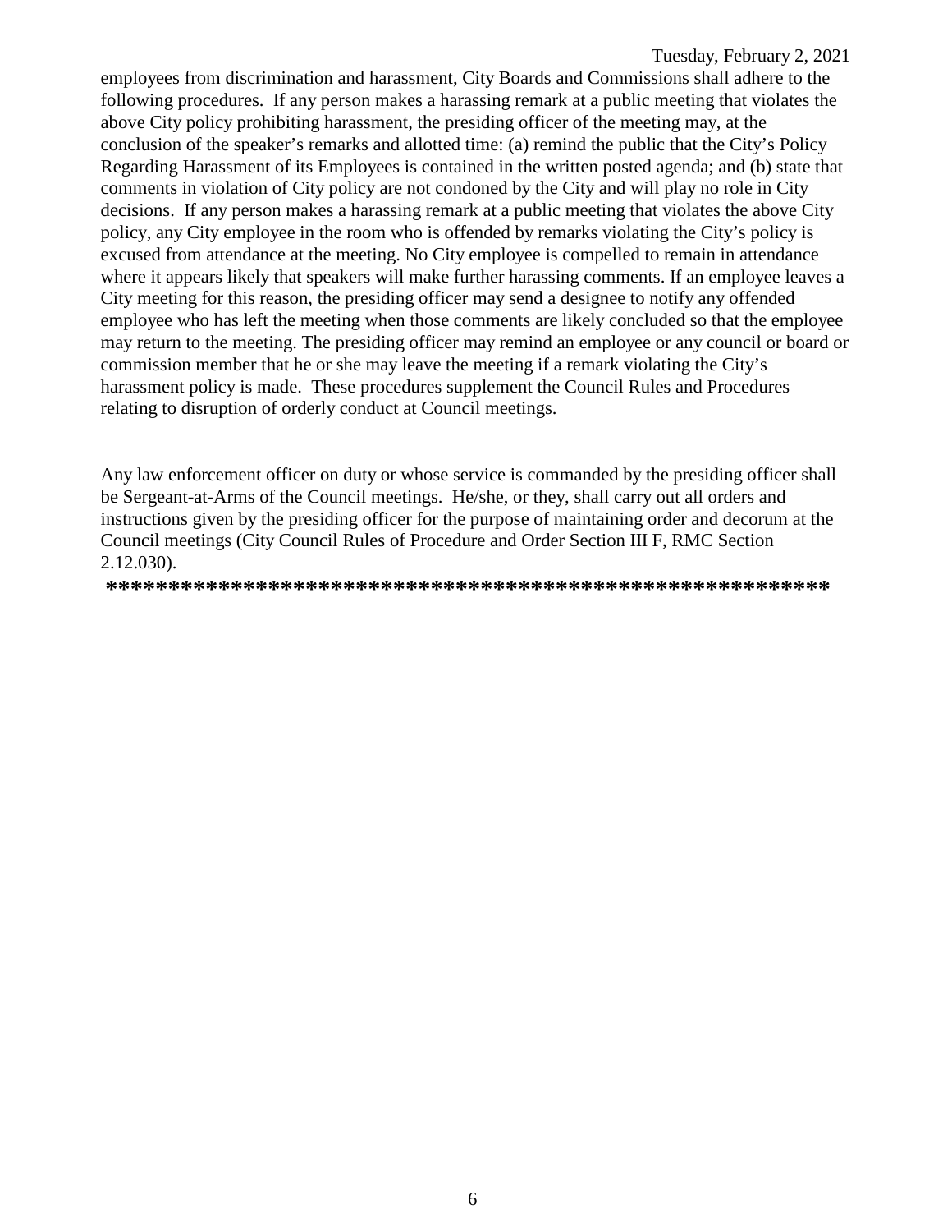employees from discrimination and harassment, City Boards and Commissions shall adhere to the following procedures. If any person makes a harassing remark at a public meeting that violates the above City policy prohibiting harassment, the presiding officer of the meeting may, at the conclusion of the speaker's remarks and allotted time: (a) remind the public that the City's Policy Regarding Harassment of its Employees is contained in the written posted agenda; and (b) state that comments in violation of City policy are not condoned by the City and will play no role in City decisions. If any person makes a harassing remark at a public meeting that violates the above City policy, any City employee in the room who is offended by remarks violating the City's policy is excused from attendance at the meeting. No City employee is compelled to remain in attendance where it appears likely that speakers will make further harassing comments. If an employee leaves a City meeting for this reason, the presiding officer may send a designee to notify any offended employee who has left the meeting when those comments are likely concluded so that the employee may return to the meeting. The presiding officer may remind an employee or any council or board or commission member that he or she may leave the meeting if a remark violating the City's harassment policy is made. These procedures supplement the Council Rules and Procedures relating to disruption of orderly conduct at Council meetings.

Any law enforcement officer on duty or whose service is commanded by the presiding officer shall be Sergeant-at-Arms of the Council meetings. He/she, or they, shall carry out all orders and instructions given by the presiding officer for the purpose of maintaining order and decorum at the Council meetings (City Council Rules of Procedure and Order Section III F, RMC Section 2.12.030).

**********************************************************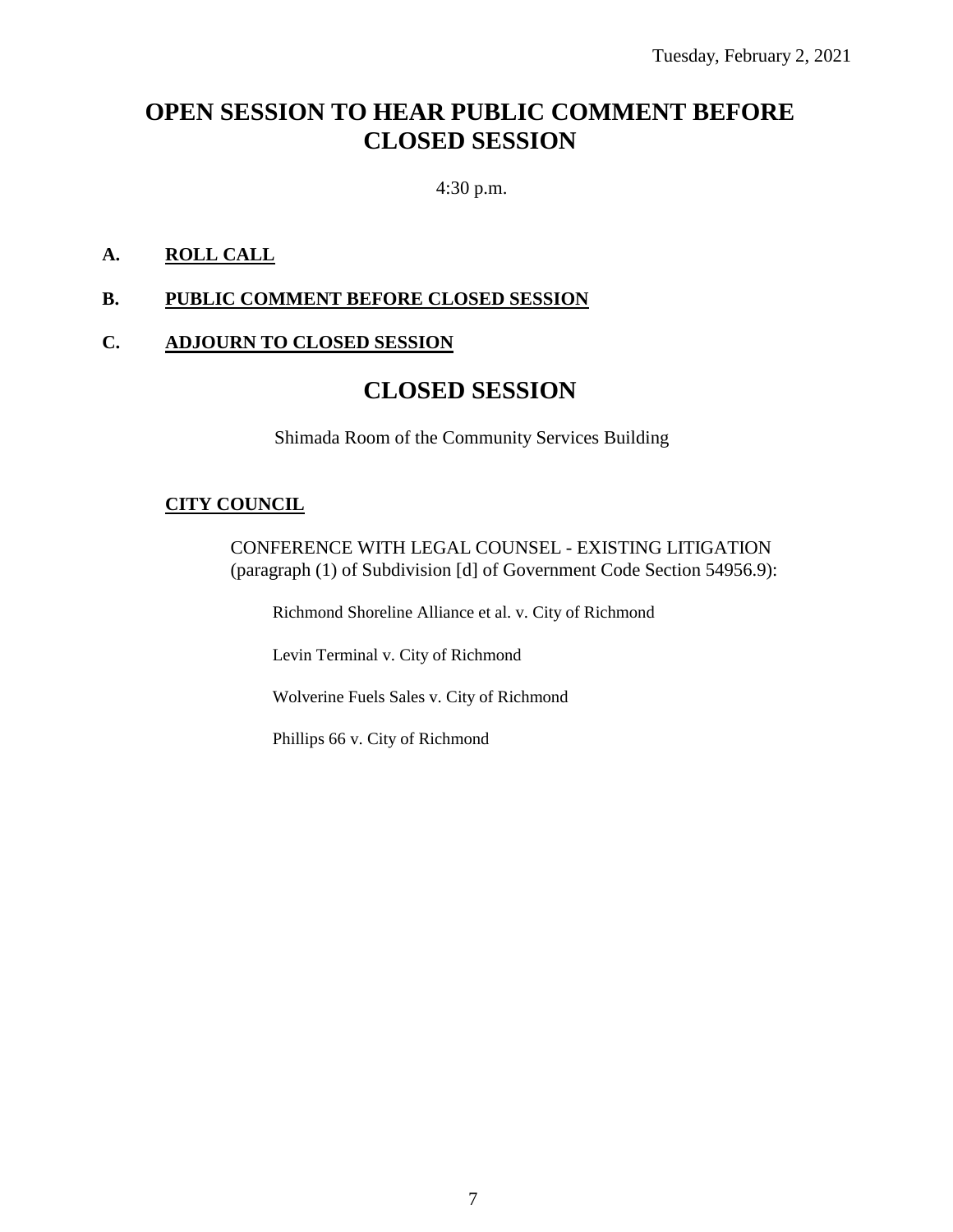Tuesday, February 2, 2021

# OPEN SESSION TO HEAR PUBLIC COMMENT BEFORE CLOSED SESSION

4:30 p.m.

**A. ROLL CALL**

**B. PUBLIC COMMENT BEFORE CLOSED SESSION**

**C. ADJOURN TO CLOSED SESSION**

# CLOSED SESSION

Shimada Room of the Community Services Building

**CITY COUNCIL**

CONFERENCE WITH LEGAL COUNSEL - EXISTING LITIGATION (paragraph (1) of Subdivision [d] of Government Code Section 54956.9):

Richmond Shoreline Alliance et al. v. City of Richmond

Levin Terminal v. City of Richmond

Wolverine Fuels Sales v. City of Richmond

Phillips 66 v. City of Richmond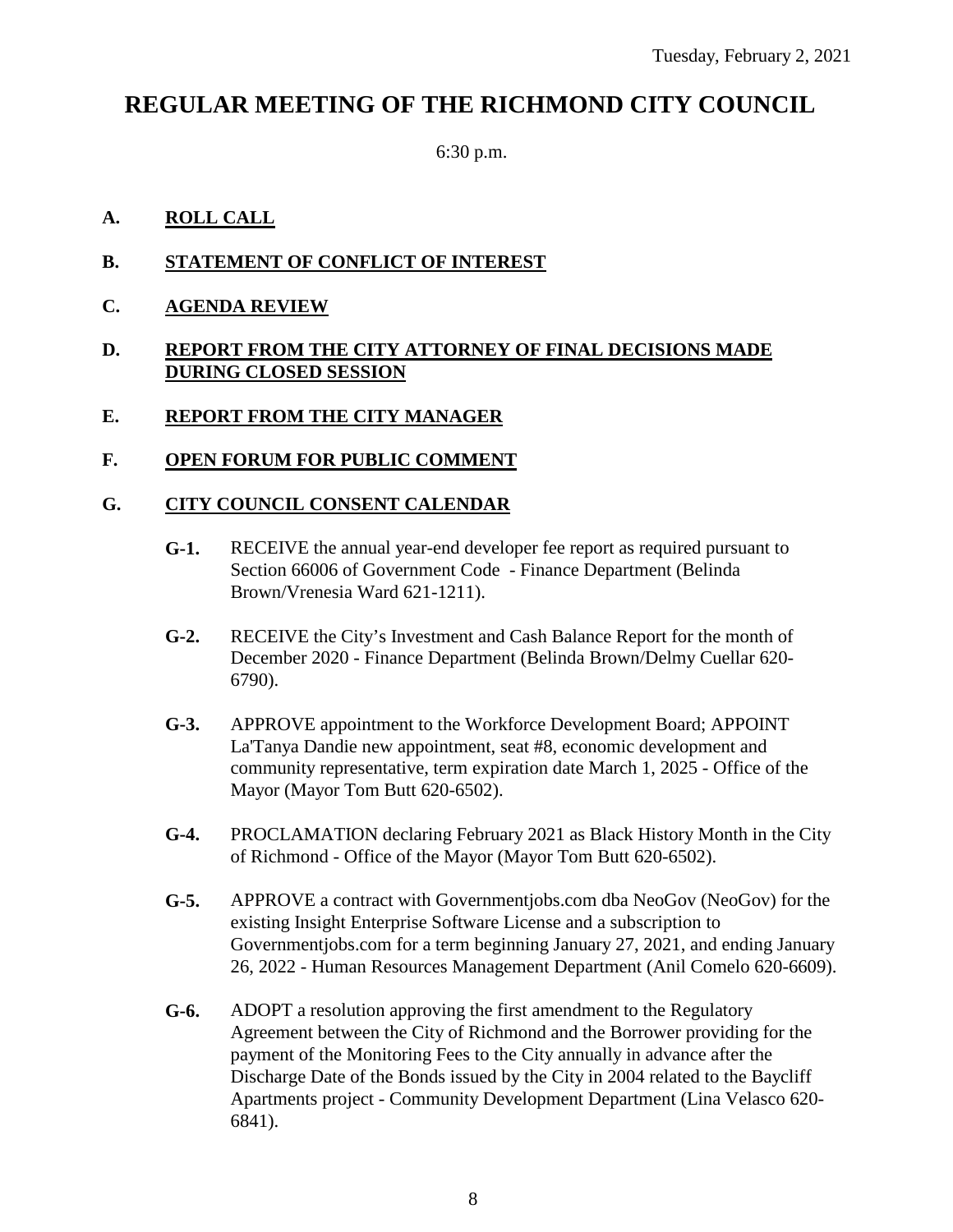Tuesday, February 2, 2021

# REGULAR MEETING OF THE RICHMOND CITY COUNCIL

6:30 p.m.

**A. ROLL CALL**

**B. STATEMENT OF CONFLICT OF INTEREST**

**C. AGENDA REVIEW**

**D. REPORT FROM THE CITY ATTORNEY OF FINAL DECISIONS MADE DURING CLOSED SESSION**

**E. REPORT FROM THE CITY MANAGER**

**F. OPEN FORUM FOR PUBLIC COMMENT**

**G. CITY COUNCIL CONSENT CALENDAR**

**G-1.** RECEIVE the annual year-end developer fee report as required pursuant to Section 66006 of Government Code - Finance Department (Belinda Brown/Vrenesia Ward 621-1211).

**G-2.** RECEIVE the City's Investment and Cash Balance Report for the month of December 2020 - Finance Department (Belinda Brown/Delmy Cuellar 620-6790).

**G-3.** APPROVE appointment to the Workforce Development Board; APPOINT La'Tanya Dandie new appointment, seat #8, economic development and community representative, term expiration date March 1, 2025 - Office of the Mayor (Mayor Tom Butt 620-6502).

**G-4.** PROCLAMATION declaring February 2021 as Black History Month in the City of Richmond - Office of the Mayor (Mayor Tom Butt 620-6502).

**G-5.** APPROVE a contract with Governmentjobs.com dba NeoGov (NeoGov) for the existing Insight Enterprise Software License and a subscription to Governmentjobs.com for a term beginning January 27, 2021, and ending January 26, 2022 - Human Resources Management Department (Anil Comelo 620-6609).

**G-6.** ADOPT a resolution approving the first amendment to the Regulatory Agreement between the City of Richmond and the Borrower providing for the payment of the Monitoring Fees to the City annually in advance after the Discharge Date of the Bonds issued by the City in 2004 related to the Baycliff Apartments project - Community Development Department (Lina Velasco 620-6841).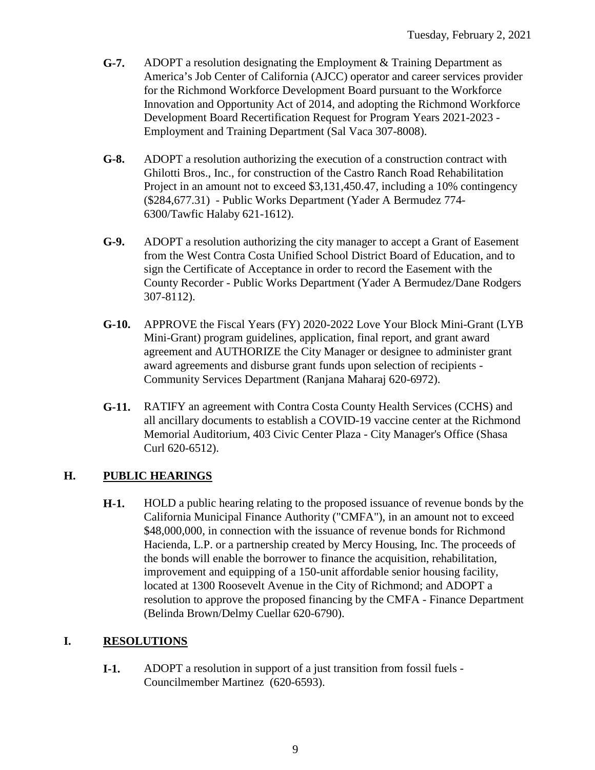**G-7.** ADOPT a resolution designating the Employment & Training Department as America's Job Center of California (AJCC) operator and career services provider for the Richmond Workforce Development Board pursuant to the Workforce Innovation and Opportunity Act of 2014, and adopting the Richmond Workforce Development Board Recertification Request for Program Years 2021-2023 - Employment and Training Department (Sal Vaca 307-8008).

**G-8.** ADOPT a resolution authorizing the execution of a construction contract with Ghilotti Bros., Inc., for construction of the Castro Ranch Road Rehabilitation Project in an amount not to exceed $3,131,450.47, including a 10% contingency ($284,677.31) - Public Works Department (Yader A Bermudez 774-6300/Tawfic Halaby 621-1612).

**G-9.** ADOPT a resolution authorizing the city manager to accept a Grant of Easement from the West Contra Costa Unified School District Board of Education, and to sign the Certificate of Acceptance in order to record the Easement with the County Recorder - Public Works Department (Yader A Bermudez/Dane Rodgers 307-8112).

**G-10.** APPROVE the Fiscal Years (FY) 2020-2022 Love Your Block Mini-Grant (LYB Mini-Grant) program guidelines, application, final report, and grant award agreement and AUTHORIZE the City Manager or designee to administer grant award agreements and disburse grant funds upon selection of recipients - Community Services Department (Ranjana Maharaj 620-6972).

**G-11.** RATIFY an agreement with Contra Costa County Health Services (CCHS) and all ancillary documents to establish a COVID-19 vaccine center at the Richmond Memorial Auditorium, 403 Civic Center Plaza - City Manager's Office (Shasa Curl 620-6512).

## H. PUBLIC HEARINGS

**H-1.** HOLD a public hearing relating to the proposed issuance of revenue bonds by the California Municipal Finance Authority ("CMFA"), in an amount not to exceed $48,000,000, in connection with the issuance of revenue bonds for Richmond Hacienda, L.P. or a partnership created by Mercy Housing, Inc. The proceeds of the bonds will enable the borrower to finance the acquisition, rehabilitation, improvement and equipping of a 150-unit affordable senior housing facility, located at 1300 Roosevelt Avenue in the City of Richmond; and ADOPT a resolution to approve the proposed financing by the CMFA - Finance Department (Belinda Brown/Delmy Cuellar 620-6790).

## I. RESOLUTIONS

**I-1.** ADOPT a resolution in support of a just transition from fossil fuels - Councilmember Martinez (620-6593).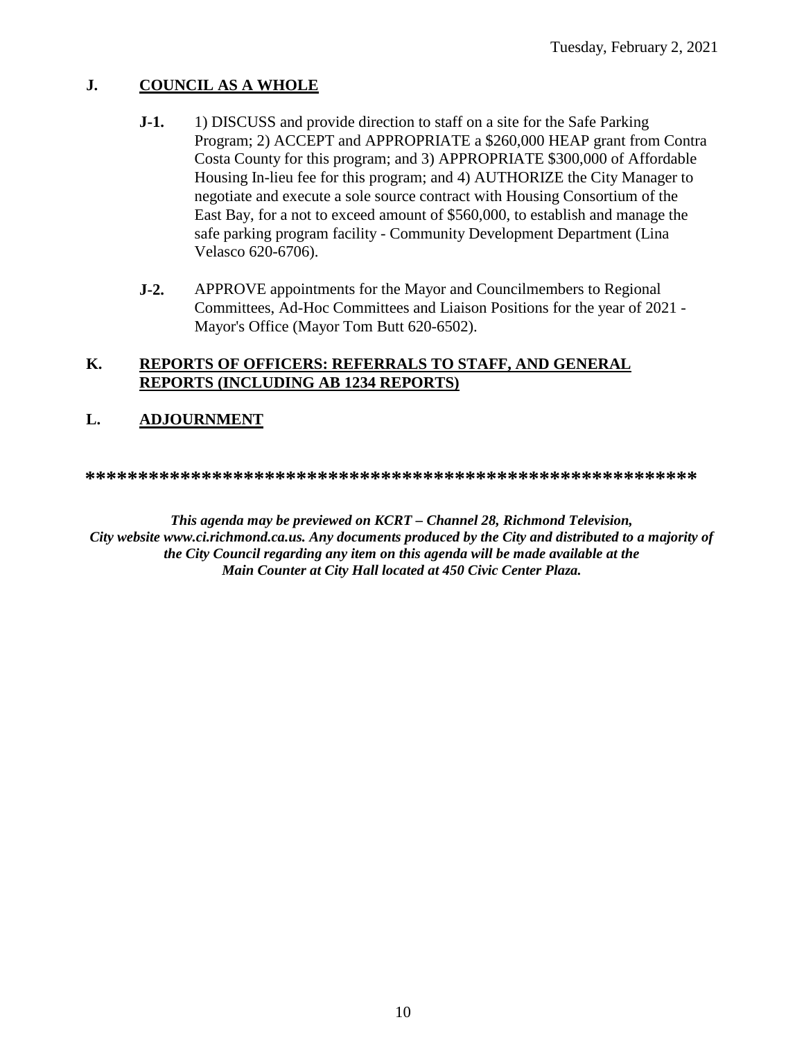## J. COUNCIL AS A WHOLE

**J-1.** 1) DISCUSS and provide direction to staff on a site for the Safe Parking Program; 2) ACCEPT and APPROPRIATE a $260,000 HEAP grant from Contra Costa County for this program; and 3) APPROPRIATE $300,000 of Affordable Housing In-lieu fee for this program; and 4) AUTHORIZE the City Manager to negotiate and execute a sole source contract with Housing Consortium of the East Bay, for a not to exceed amount of $560,000, to establish and manage the safe parking program facility - Community Development Department (Lina Velasco 620-6706).

**J-2.** APPROVE appointments for the Mayor and Councilmembers to Regional Committees, Ad-Hoc Committees and Liaison Positions for the year of 2021 - Mayor's Office (Mayor Tom Butt 620-6502).

## K. REPORTS OF OFFICERS: REFERRALS TO STAFF, AND GENERAL REPORTS (INCLUDING AB 1234 REPORTS)

## L. ADJOURNMENT

**************************************************************

***This agenda may be previewed on KCRT – Channel 28, Richmond Television, City website www.ci.richmond.ca.us. Any documents produced by the City and distributed to a majority of the City Council regarding any item on this agenda will be made available at the Main Counter at City Hall located at 450 Civic Center Plaza.***